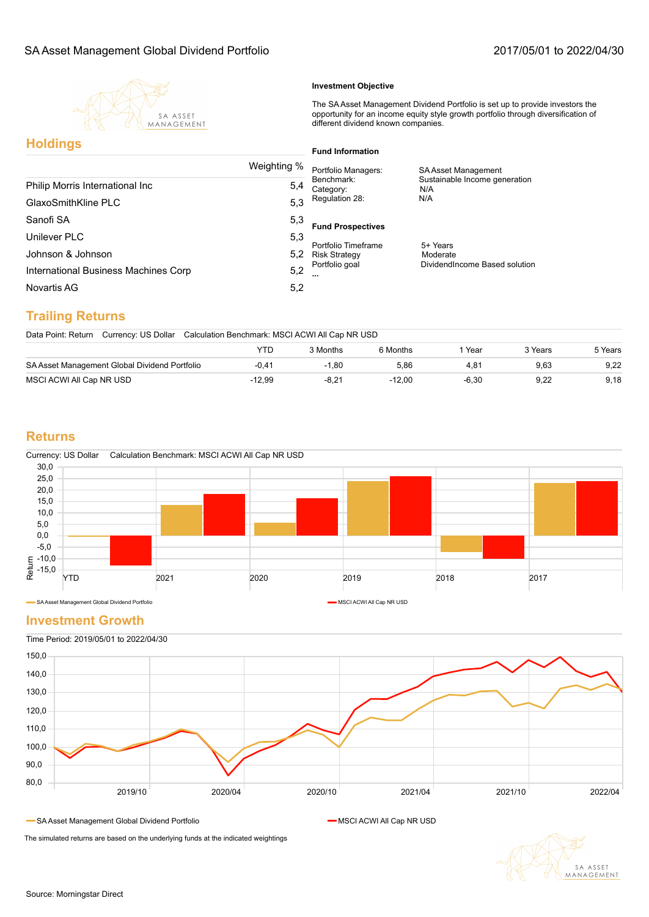# SA Asset Management Global Dividend Portfolio

2017/05/01 to 2022/04/30

## Investment Objective

The SA Asset Management Dividend Portfolio is set up to provide investors the opportunity for an income equity style growth portfolio through diversification of different dividend known companies.

## Holdings

| | Weighting % |
|---|---|
| Philip Morris International Inc | 5,4 |
| GlaxoSmithKline PLC | 5,3 |
| Sanofi SA | 5,3 |
| Unilever PLC | 5,3 |
| Johnson & Johnson | 5,2 |
| International Business Machines Corp | 5,2 |
| Novartis AG | 5,2 |

## Fund Information

| | |
|---|---|
| Portfolio Managers: | SA Asset Management |
| Benchmark: | Sustainable Income generation |
| Category: | N/A |
| Regulation 28: | N/A |

## Fund Prospectives

| | |
|---|---|
| Portfolio Timeframe | 5+ Years |
| Risk Strategy | Moderate |
| Portfolio goal | DividendIncome Based solution |

...

## Trailing Returns

Data Point: Return Currency: US Dollar Calculation Benchmark: MSCI ACWI All Cap NR USD

| | YTD | 3 Months | 6 Months | 1 Year | 3 Years | 5 Years |
|---|---|---|---|---|---|---|
| SA Asset Management Global Dividend Portfolio | -0,41 | -1,80 | 5,86 | 4,81 | 9,63 | 9,22 |
| MSCI ACWI All Cap NR USD | -12,99 | -8,21 | -12,00 | -6,30 | 9,22 | 9,18 |

## Returns

Currency: US Dollar Calculation Benchmark: MSCI ACWI All Cap NR USD

Legend: SA Asset Management Global Dividend Portfolio; MSCI ACWI All Cap NR USD

## Investment Growth

Time Period: 2019/05/01 to 2022/04/30

Legend: SA Asset Management Global Dividend Portfolio; MSCI ACWI All Cap NR USD

The simulated returns are based on the underlying funds at the indicated weightings

Source: Morningstar Direct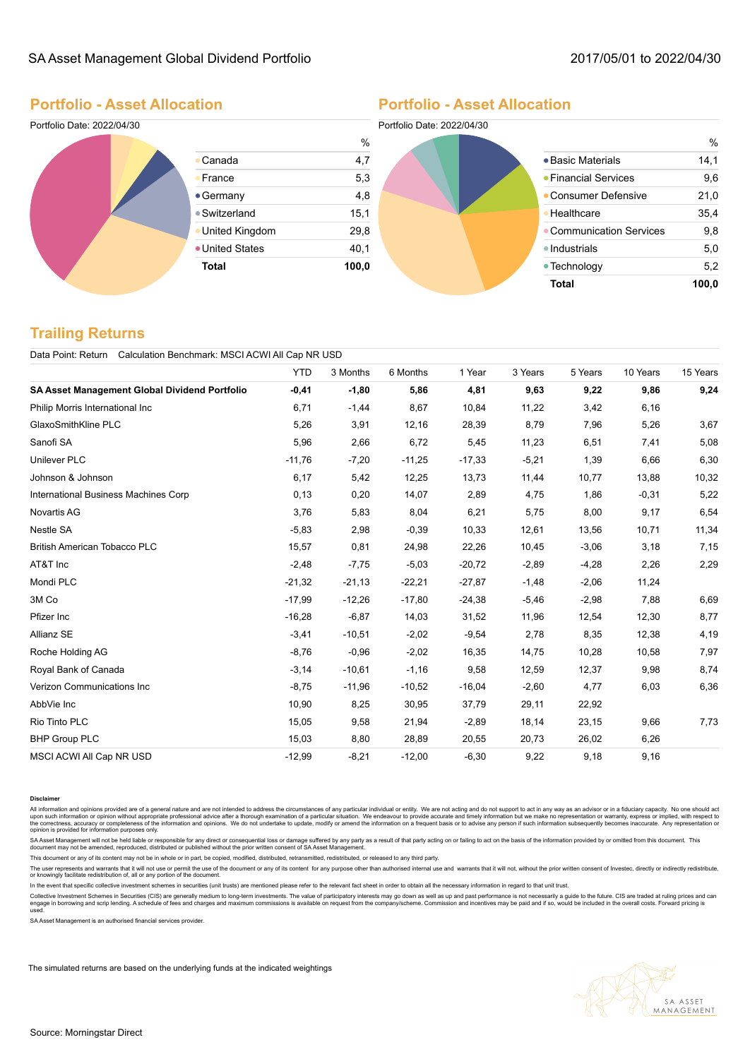SA Asset Management Global Dividend Portfolio

2017/05/01 to 2022/04/30

## Portfolio - Asset Allocation

Portfolio Date: 2022/04/30

| | % |
|---|---|
| Canada | 4,7 |
| France | 5,3 |
| Germany | 4,8 |
| Switzerland | 15,1 |
| United Kingdom | 29,8 |
| United States | 40,1 |
| **Total** | **100,0** |

## Portfolio - Asset Allocation

Portfolio Date: 2022/04/30

| | % |
|---|---|
| Basic Materials | 14,1 |
| Financial Services | 9,6 |
| Consumer Defensive | 21,0 |
| Healthcare | 35,4 |
| Communication Services | 9,8 |
| Industrials | 5,0 |
| Technology | 5,2 |
| **Total** | **100,0** |

## Trailing Returns

Data Point: Return Calculation Benchmark: MSCI ACWI All Cap NR USD

| | YTD | 3 Months | 6 Months | 1 Year | 3 Years | 5 Years | 10 Years | 15 Years |
|---|---|---|---|---|---|---|---|---|
| **SA Asset Management Global Dividend Portfolio** | **-0,41** | **-1,80** | **5,86** | **4,81** | **9,63** | **9,22** | **9,86** | **9,24** |
| Philip Morris International Inc | 6,71 | -1,44 | 8,67 | 10,84 | 11,22 | 3,42 | 6,16 | |
| GlaxoSmithKline PLC | 5,26 | 3,91 | 12,16 | 28,39 | 8,79 | 7,96 | 5,26 | 3,67 |
| Sanofi SA | 5,96 | 2,66 | 6,72 | 5,45 | 11,23 | 6,51 | 7,41 | 5,08 |
| Unilever PLC | -11,76 | -7,20 | -11,25 | -17,33 | -5,21 | 1,39 | 6,66 | 6,30 |
| Johnson & Johnson | 6,17 | 5,42 | 12,25 | 13,73 | 11,44 | 10,77 | 13,88 | 10,32 |
| International Business Machines Corp | 0,13 | 0,20 | 14,07 | 2,89 | 4,75 | 1,86 | -0,31 | 5,22 |
| Novartis AG | 3,76 | 5,83 | 8,04 | 6,21 | 5,75 | 8,00 | 9,17 | 6,54 |
| Nestle SA | -5,83 | 2,98 | -0,39 | 10,33 | 12,61 | 13,56 | 10,71 | 11,34 |
| British American Tobacco PLC | 15,57 | 0,81 | 24,98 | 22,26 | 10,45 | -3,06 | 3,18 | 7,15 |
| AT&T Inc | -2,48 | -7,75 | -5,03 | -20,72 | -2,89 | -4,28 | 2,26 | 2,29 |
| Mondi PLC | -21,32 | -21,13 | -22,21 | -27,87 | -1,48 | -2,06 | 11,24 | |
| 3M Co | -17,99 | -12,26 | -17,80 | -24,38 | -5,46 | -2,98 | 7,88 | 6,69 |
| Pfizer Inc | -16,28 | -6,87 | 14,03 | 31,52 | 11,96 | 12,54 | 12,30 | 8,77 |
| Allianz SE | -3,41 | -10,51 | -2,02 | -9,54 | 2,78 | 8,35 | 12,38 | 4,19 |
| Roche Holding AG | -8,76 | -0,96 | -2,02 | 16,35 | 14,75 | 10,28 | 10,58 | 7,97 |
| Royal Bank of Canada | -3,14 | -10,61 | -1,16 | 9,58 | 12,59 | 12,37 | 9,98 | 8,74 |
| Verizon Communications Inc | -8,75 | -11,96 | -10,52 | -16,04 | -2,60 | 4,77 | 6,03 | 6,36 |
| AbbVie Inc | 10,90 | 8,25 | 30,95 | 37,79 | 29,11 | 22,92 | | |
| Rio Tinto PLC | 15,05 | 9,58 | 21,94 | -2,89 | 18,14 | 23,15 | 9,66 | 7,73 |
| BHP Group PLC | 15,03 | 8,80 | 28,89 | 20,55 | 20,73 | 26,02 | 6,26 | |
| MSCI ACWI All Cap NR USD | -12,99 | -8,21 | -12,00 | -6,30 | 9,22 | 9,18 | 9,16 | |

#### Disclaimer

All information and opinions provided are of a general nature and are not intended to address the circumstances of any particular individual or entity. We are not acting and do not support to act in any way as an advisor or in a fiduciary capacity. No one should act upon such information or opinion without appropriate professional advice after a thorough examination of a particular situation. We endeavour to provide accurate and timely information but we make no representation or warranty, express or implied, with respect to the correctness, accuracy or completeness of the information and opinions. We do not undertake to update, modify or amend the information on a frequent basis or to advise any person if such information subsequently becomes inaccurate. Any representation or opinion is provided for information purposes only.

SA Asset Management will not be held liable or responsible for any direct or consequential loss or damage suffered by any party as a result of that party acting on or failing to act on the basis of the information provided by or omitted from this document. This document may not be amended, reproduced, distributed or published without the prior written consent of SA Asset Management.

This document or any of its content may not be in whole or in part, be copied, modified, distributed, retransmitted, redistributed, or released to any third party.

The user represents and warrants that it will not use or permit the use of the document or any of its content for any purpose other than authorised internal use and warrants that it will not, without the prior written consent of Investec, directly or indirectly redistribute, or knowingly facilitate redistribution of, all or any portion of the document.

In the event that specific collective investment schemes in securities (unit trusts) are mentioned please refer to the relevant fact sheet in order to obtain all the necessary information in regard to that unit trust.

Collective Investment Schemes in Securities (CIS) are generally medium to long-term investments. The value of participatory interests may go down as well as up and past performance is not necessarily a guide to the future. CIS are traded at ruling prices and can engage in borrowing and scrip lending. A schedule of fees and charges and maximum commissions is available on request from the company/scheme. Commission and incentives may be paid and if so, would be included in the overall costs. Forward pricing is used.

SA Asset Management is an authorised financial services provider.

The simulated returns are based on the underlying funds at the indicated weightings

SA ASSET MANAGEMENT

Source: Morningstar Direct